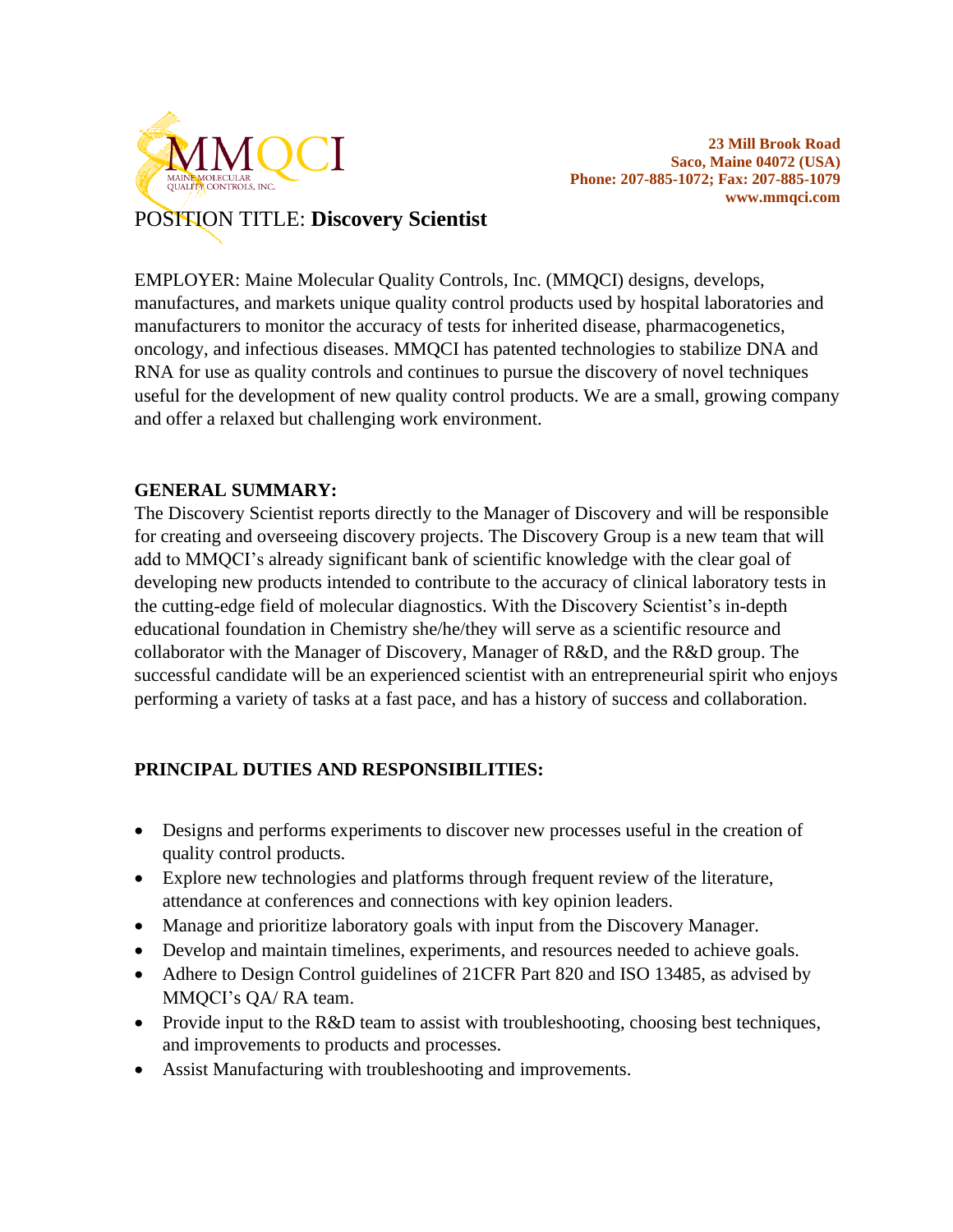MMQCI
MAINE MOLECULAR QUALITY CONTROLS, INC.

**23 Mill Brook Road**
**Saco, Maine 04072 (USA)**
**Phone: 207-885-1072; Fax: 207-885-1079**
**www.mmqci.com**

POSITION TITLE: **Discovery Scientist**

EMPLOYER: Maine Molecular Quality Controls, Inc. (MMQCI) designs, develops, manufactures, and markets unique quality control products used by hospital laboratories and manufacturers to monitor the accuracy of tests for inherited disease, pharmacogenetics, oncology, and infectious diseases. MMQCI has patented technologies to stabilize DNA and RNA for use as quality controls and continues to pursue the discovery of novel techniques useful for the development of new quality control products. We are a small, growing company and offer a relaxed but challenging work environment.

**GENERAL SUMMARY:**

The Discovery Scientist reports directly to the Manager of Discovery and will be responsible for creating and overseeing discovery projects. The Discovery Group is a new team that will add to MMQCI's already significant bank of scientific knowledge with the clear goal of developing new products intended to contribute to the accuracy of clinical laboratory tests in the cutting-edge field of molecular diagnostics. With the Discovery Scientist's in-depth educational foundation in Chemistry she/he/they will serve as a scientific resource and collaborator with the Manager of Discovery, Manager of R&D, and the R&D group. The successful candidate will be an experienced scientist with an entrepreneurial spirit who enjoys performing a variety of tasks at a fast pace, and has a history of success and collaboration.

**PRINCIPAL DUTIES AND RESPONSIBILITIES:**

- Designs and performs experiments to discover new processes useful in the creation of quality control products.
- Explore new technologies and platforms through frequent review of the literature, attendance at conferences and connections with key opinion leaders.
- Manage and prioritize laboratory goals with input from the Discovery Manager.
- Develop and maintain timelines, experiments, and resources needed to achieve goals.
- Adhere to Design Control guidelines of 21CFR Part 820 and ISO 13485, as advised by MMQCI's QA/ RA team.
- Provide input to the R&D team to assist with troubleshooting, choosing best techniques, and improvements to products and processes.
- Assist Manufacturing with troubleshooting and improvements.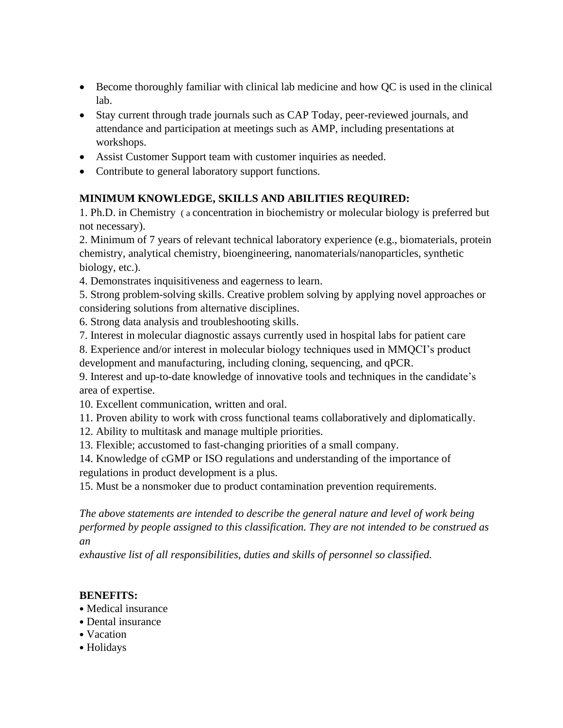- Become thoroughly familiar with clinical lab medicine and how QC is used in the clinical lab.
- Stay current through trade journals such as CAP Today, peer-reviewed journals, and attendance and participation at meetings such as AMP, including presentations at workshops.
- Assist Customer Support team with customer inquiries as needed.
- Contribute to general laboratory support functions.

**MINIMUM KNOWLEDGE, SKILLS AND ABILITIES REQUIRED:**

1. Ph.D. in Chemistry ( a concentration in biochemistry or molecular biology is preferred but not necessary).
2. Minimum of 7 years of relevant technical laboratory experience (e.g., biomaterials, protein chemistry, analytical chemistry, bioengineering, nanomaterials/nanoparticles, synthetic biology, etc.).
4. Demonstrates inquisitiveness and eagerness to learn.
5. Strong problem-solving skills. Creative problem solving by applying novel approaches or considering solutions from alternative disciplines.
6. Strong data analysis and troubleshooting skills.
7. Interest in molecular diagnostic assays currently used in hospital labs for patient care
8. Experience and/or interest in molecular biology techniques used in MMQCI's product development and manufacturing, including cloning, sequencing, and qPCR.
9. Interest and up-to-date knowledge of innovative tools and techniques in the candidate's area of expertise.
10. Excellent communication, written and oral.
11. Proven ability to work with cross functional teams collaboratively and diplomatically.
12. Ability to multitask and manage multiple priorities.
13. Flexible; accustomed to fast-changing priorities of a small company.
14. Knowledge of cGMP or ISO regulations and understanding of the importance of regulations in product development is a plus.
15. Must be a nonsmoker due to product contamination prevention requirements.

*The above statements are intended to describe the general nature and level of work being performed by people assigned to this classification. They are not intended to be construed as an exhaustive list of all responsibilities, duties and skills of personnel so classified.*

**BENEFITS:**

- Medical insurance
- Dental insurance
- Vacation
- Holidays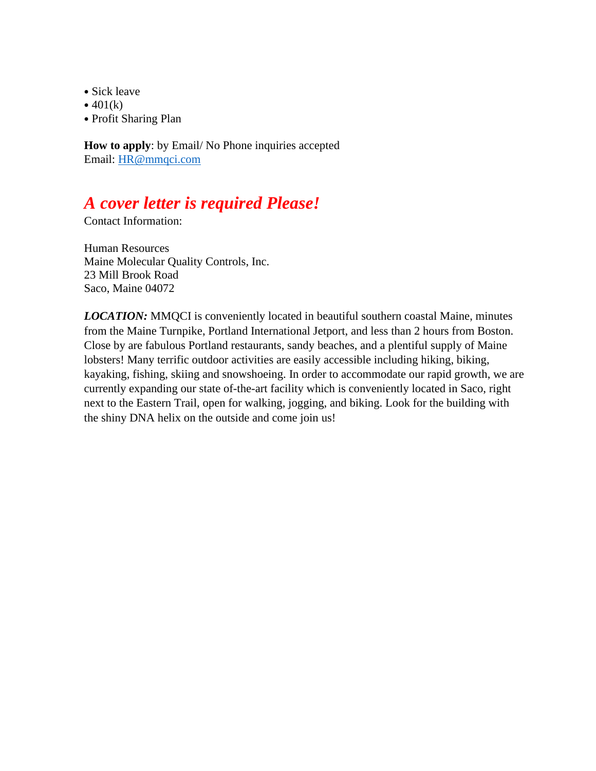- Sick leave
- 401(k)
- Profit Sharing Plan

**How to apply**: by Email/ No Phone inquiries accepted
Email: HR@mmqci.com

## *A cover letter is required Please!*

Contact Information:

Human Resources
Maine Molecular Quality Controls, Inc.
23 Mill Brook Road
Saco, Maine 04072

***LOCATION:*** MMQCI is conveniently located in beautiful southern coastal Maine, minutes from the Maine Turnpike, Portland International Jetport, and less than 2 hours from Boston. Close by are fabulous Portland restaurants, sandy beaches, and a plentiful supply of Maine lobsters! Many terrific outdoor activities are easily accessible including hiking, biking, kayaking, fishing, skiing and snowshoeing. In order to accommodate our rapid growth, we are currently expanding our state of-the-art facility which is conveniently located in Saco, right next to the Eastern Trail, open for walking, jogging, and biking. Look for the building with the shiny DNA helix on the outside and come join us!